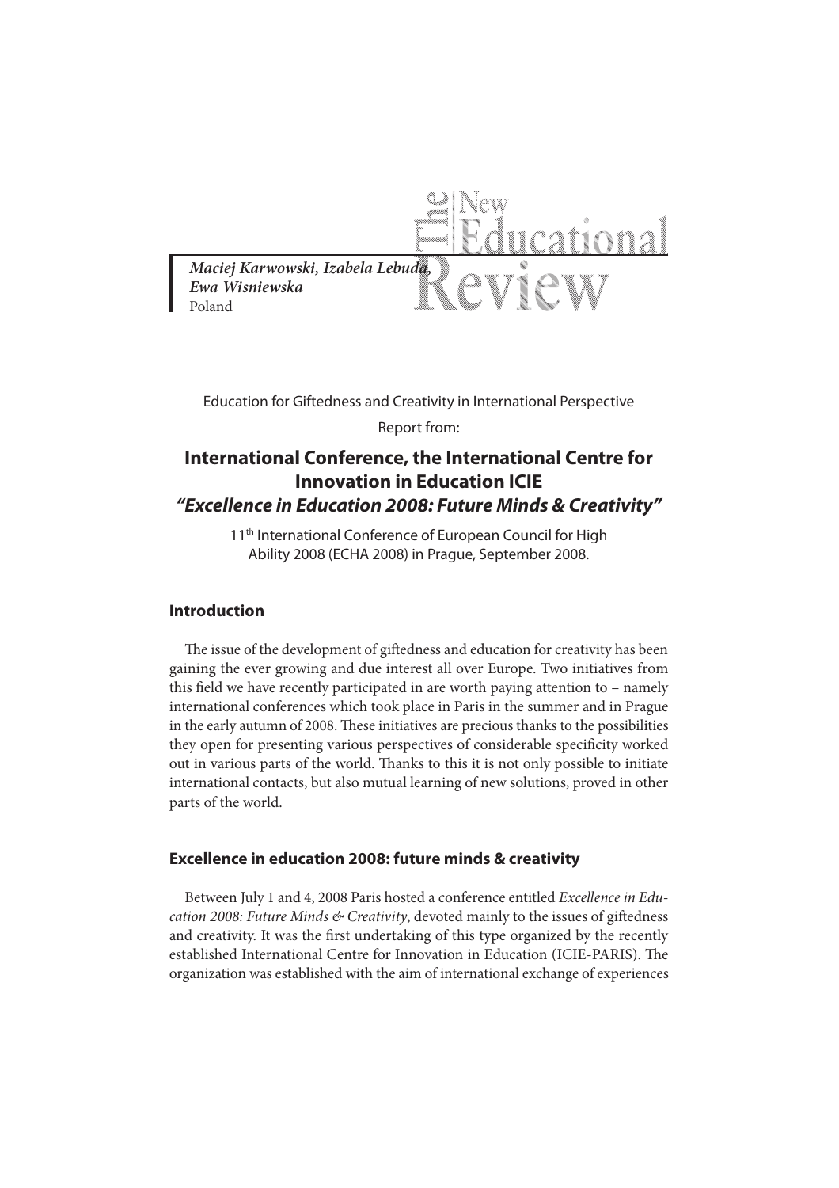*Maciej Karwowski, Izabela Lebuda, Ewa Wisniewska*
Poland

Education for Giftedness and Creativity in International Perspective

Report from:

# International Conference, the International Centre for Innovation in Education ICIE *"Excellence in Education 2008: Future Minds & Creativity"*

11th International Conference of European Council for High Ability 2008 (ECHA 2008) in Prague, September 2008.

## Introduction

The issue of the development of giftedness and education for creativity has been gaining the ever growing and due interest all over Europe. Two initiatives from this field we have recently participated in are worth paying attention to – namely international conferences which took place in Paris in the summer and in Prague in the early autumn of 2008. These initiatives are precious thanks to the possibilities they open for presenting various perspectives of considerable specificity worked out in various parts of the world. Thanks to this it is not only possible to initiate international contacts, but also mutual learning of new solutions, proved in other parts of the world.

## Excellence in education 2008: future minds & creativity

Between July 1 and 4, 2008 Paris hosted a conference entitled *Excellence in Education 2008: Future Minds & Creativity*, devoted mainly to the issues of giftedness and creativity. It was the first undertaking of this type organized by the recently established International Centre for Innovation in Education (ICIE-PARIS). The organization was established with the aim of international exchange of experiences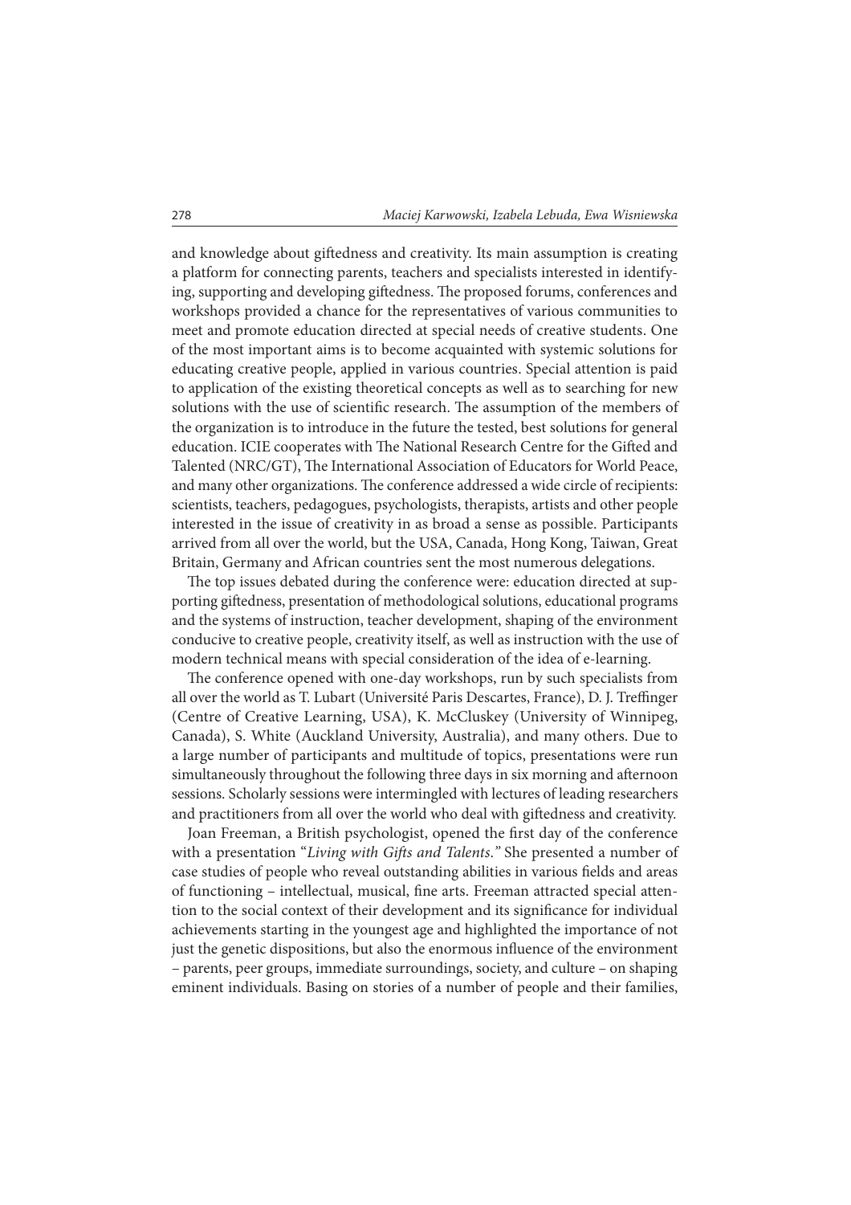and knowledge about giftedness and creativity. Its main assumption is creating a platform for connecting parents, teachers and specialists interested in identifying, supporting and developing giftedness. The proposed forums, conferences and workshops provided a chance for the representatives of various communities to meet and promote education directed at special needs of creative students. One of the most important aims is to become acquainted with systemic solutions for educating creative people, applied in various countries. Special attention is paid to application of the existing theoretical concepts as well as to searching for new solutions with the use of scientific research. The assumption of the members of the organization is to introduce in the future the tested, best solutions for general education. ICIE cooperates with The National Research Centre for the Gifted and Talented (NRC/GT), The International Association of Educators for World Peace, and many other organizations. The conference addressed a wide circle of recipients: scientists, teachers, pedagogues, psychologists, therapists, artists and other people interested in the issue of creativity in as broad a sense as possible. Participants arrived from all over the world, but the USA, Canada, Hong Kong, Taiwan, Great Britain, Germany and African countries sent the most numerous delegations.

The top issues debated during the conference were: education directed at supporting giftedness, presentation of methodological solutions, educational programs and the systems of instruction, teacher development, shaping of the environment conducive to creative people, creativity itself, as well as instruction with the use of modern technical means with special consideration of the idea of e-learning.

The conference opened with one-day workshops, run by such specialists from all over the world as T. Lubart (Université Paris Descartes, France), D. J. Treffinger (Centre of Creative Learning, USA), K. McCluskey (University of Winnipeg, Canada), S. White (Auckland University, Australia), and many others. Due to a large number of participants and multitude of topics, presentations were run simultaneously throughout the following three days in six morning and afternoon sessions. Scholarly sessions were intermingled with lectures of leading researchers and practitioners from all over the world who deal with giftedness and creativity.

Joan Freeman, a British psychologist, opened the first day of the conference with a presentation "*Living with Gifts and Talents.*" She presented a number of case studies of people who reveal outstanding abilities in various fields and areas of functioning – intellectual, musical, fine arts. Freeman attracted special attention to the social context of their development and its significance for individual achievements starting in the youngest age and highlighted the importance of not just the genetic dispositions, but also the enormous influence of the environment – parents, peer groups, immediate surroundings, society, and culture – on shaping eminent individuals. Basing on stories of a number of people and their families,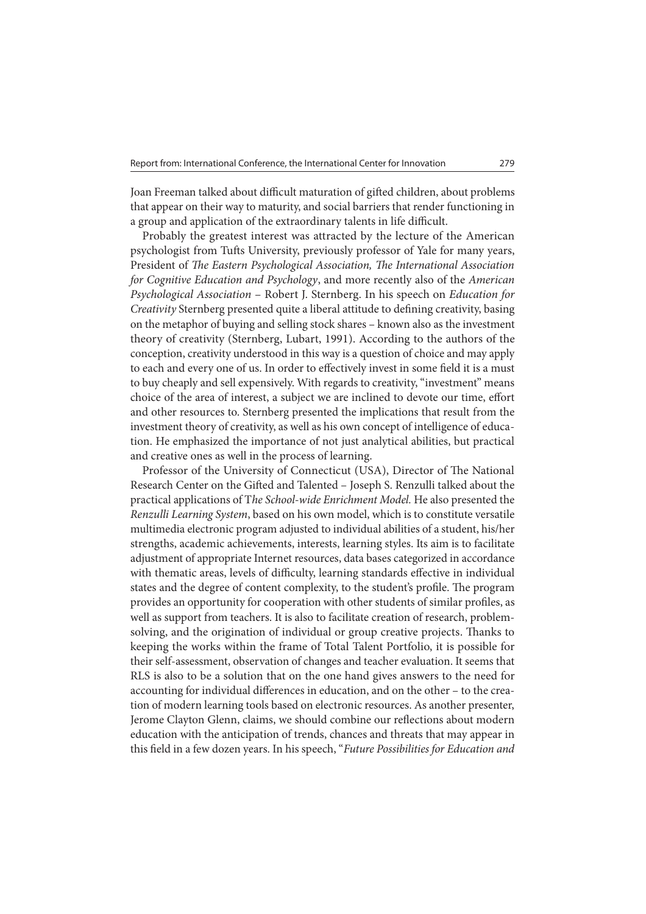Joan Freeman talked about difficult maturation of gifted children, about problems that appear on their way to maturity, and social barriers that render functioning in a group and application of the extraordinary talents in life difficult.

Probably the greatest interest was attracted by the lecture of the American psychologist from Tufts University, previously professor of Yale for many years, President of *The Eastern Psychological Association, The International Association for Cognitive Education and Psychology*, and more recently also of the *American Psychological Association* – Robert J. Sternberg. In his speech on *Education for Creativity* Sternberg presented quite a liberal attitude to defining creativity, basing on the metaphor of buying and selling stock shares – known also as the investment theory of creativity (Sternberg, Lubart, 1991). According to the authors of the conception, creativity understood in this way is a question of choice and may apply to each and every one of us. In order to effectively invest in some field it is a must to buy cheaply and sell expensively. With regards to creativity, "investment" means choice of the area of interest, a subject we are inclined to devote our time, effort and other resources to. Sternberg presented the implications that result from the investment theory of creativity, as well as his own concept of intelligence of education. He emphasized the importance of not just analytical abilities, but practical and creative ones as well in the process of learning.

Professor of the University of Connecticut (USA), Director of The National Research Center on the Gifted and Talented – Joseph S. Renzulli talked about the practical applications of T*he School-wide Enrichment Model.* He also presented the *Renzulli Learning System*, based on his own model, which is to constitute versatile multimedia electronic program adjusted to individual abilities of a student, his/her strengths, academic achievements, interests, learning styles. Its aim is to facilitate adjustment of appropriate Internet resources, data bases categorized in accordance with thematic areas, levels of difficulty, learning standards effective in individual states and the degree of content complexity, to the student's profile. The program provides an opportunity for cooperation with other students of similar profiles, as well as support from teachers. It is also to facilitate creation of research, problem-solving, and the origination of individual or group creative projects. Thanks to keeping the works within the frame of Total Talent Portfolio, it is possible for their self-assessment, observation of changes and teacher evaluation. It seems that RLS is also to be a solution that on the one hand gives answers to the need for accounting for individual differences in education, and on the other – to the creation of modern learning tools based on electronic resources. As another presenter, Jerome Clayton Glenn, claims, we should combine our reflections about modern education with the anticipation of trends, chances and threats that may appear in this field in a few dozen years. In his speech, "*Future Possibilities for Education and*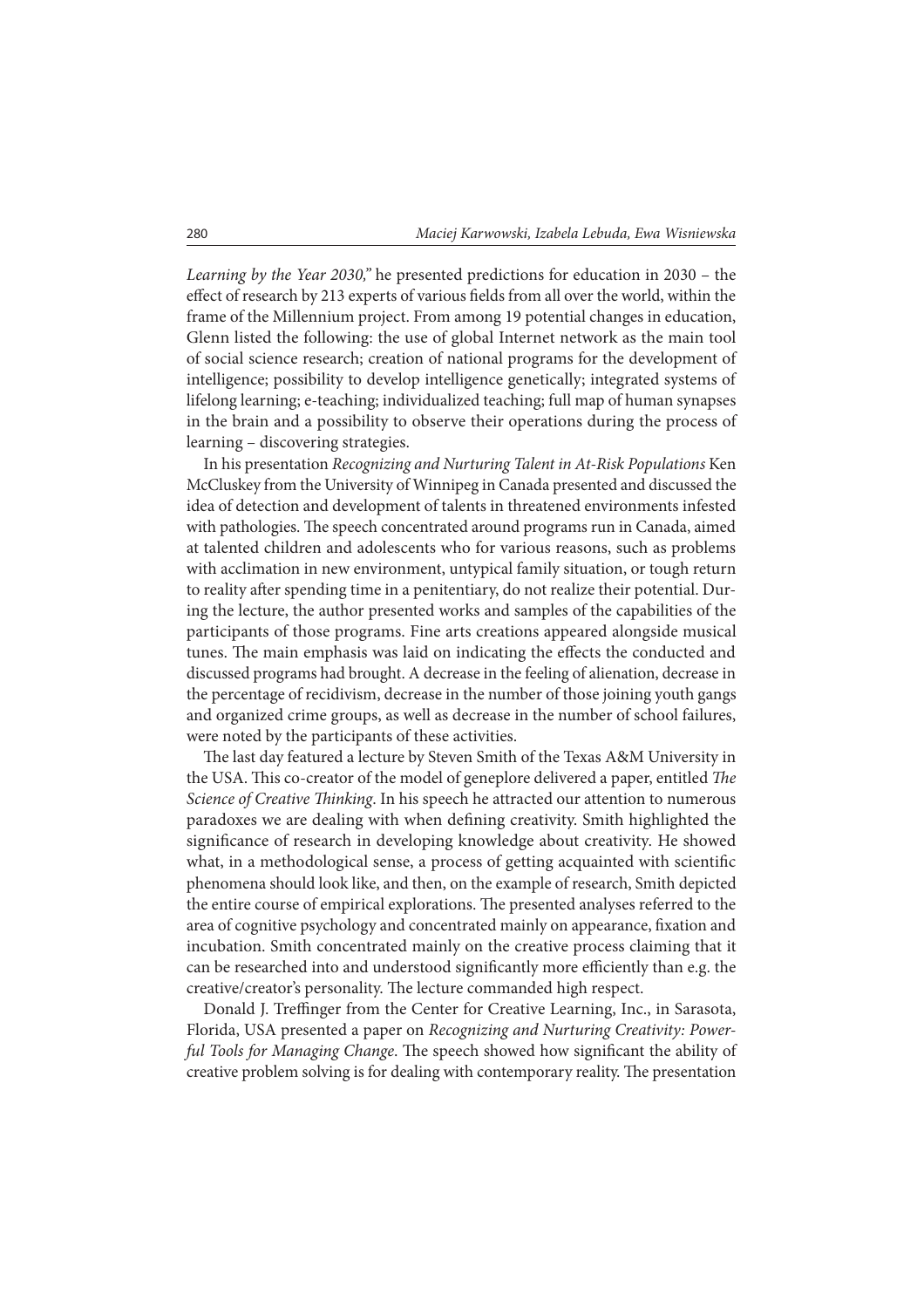*Learning by the Year 2030,"* he presented predictions for education in 2030 – the effect of research by 213 experts of various fields from all over the world, within the frame of the Millennium project. From among 19 potential changes in education, Glenn listed the following: the use of global Internet network as the main tool of social science research; creation of national programs for the development of intelligence; possibility to develop intelligence genetically; integrated systems of lifelong learning; e-teaching; individualized teaching; full map of human synapses in the brain and a possibility to observe their operations during the process of learning – discovering strategies.

In his presentation *Recognizing and Nurturing Talent in At-Risk Populations* Ken McCluskey from the University of Winnipeg in Canada presented and discussed the idea of detection and development of talents in threatened environments infested with pathologies. The speech concentrated around programs run in Canada, aimed at talented children and adolescents who for various reasons, such as problems with acclimation in new environment, untypical family situation, or tough return to reality after spending time in a penitentiary, do not realize their potential. During the lecture, the author presented works and samples of the capabilities of the participants of those programs. Fine arts creations appeared alongside musical tunes. The main emphasis was laid on indicating the effects the conducted and discussed programs had brought. A decrease in the feeling of alienation, decrease in the percentage of recidivism, decrease in the number of those joining youth gangs and organized crime groups, as well as decrease in the number of school failures, were noted by the participants of these activities.

The last day featured a lecture by Steven Smith of the Texas A&M University in the USA. This co-creator of the model of geneplore delivered a paper, entitled *The Science of Creative Thinking*. In his speech he attracted our attention to numerous paradoxes we are dealing with when defining creativity. Smith highlighted the significance of research in developing knowledge about creativity. He showed what, in a methodological sense, a process of getting acquainted with scientific phenomena should look like, and then, on the example of research, Smith depicted the entire course of empirical explorations. The presented analyses referred to the area of cognitive psychology and concentrated mainly on appearance, fixation and incubation. Smith concentrated mainly on the creative process claiming that it can be researched into and understood significantly more efficiently than e.g. the creative/creator's personality. The lecture commanded high respect.

Donald J. Treffinger from the Center for Creative Learning, Inc., in Sarasota, Florida, USA presented a paper on *Recognizing and Nurturing Creativity: Powerful Tools for Managing Change*. The speech showed how significant the ability of creative problem solving is for dealing with contemporary reality. The presentation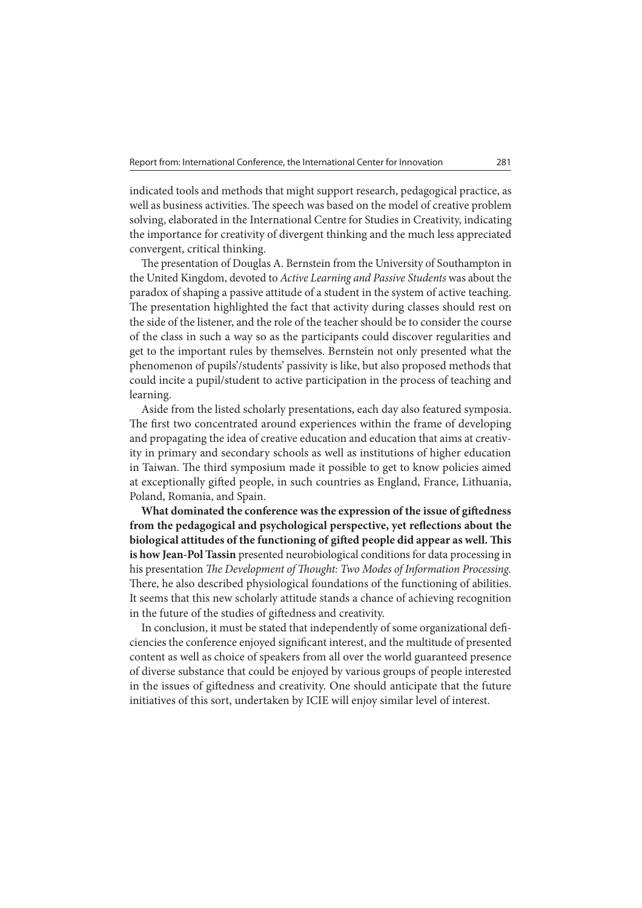indicated tools and methods that might support research, pedagogical practice, as well as business activities. The speech was based on the model of creative problem solving, elaborated in the International Centre for Studies in Creativity, indicating the importance for creativity of divergent thinking and the much less appreciated convergent, critical thinking.

The presentation of Douglas A. Bernstein from the University of Southampton in the United Kingdom, devoted to *Active Learning and Passive Students* was about the paradox of shaping a passive attitude of a student in the system of active teaching. The presentation highlighted the fact that activity during classes should rest on the side of the listener, and the role of the teacher should be to consider the course of the class in such a way so as the participants could discover regularities and get to the important rules by themselves. Bernstein not only presented what the phenomenon of pupils'/students' passivity is like, but also proposed methods that could incite a pupil/student to active participation in the process of teaching and learning.

Aside from the listed scholarly presentations, each day also featured symposia. The first two concentrated around experiences within the frame of developing and propagating the idea of creative education and education that aims at creativity in primary and secondary schools as well as institutions of higher education in Taiwan. The third symposium made it possible to get to know policies aimed at exceptionally gifted people, in such countries as England, France, Lithuania, Poland, Romania, and Spain.

**What dominated the conference was the expression of the issue of giftedness from the pedagogical and psychological perspective, yet reflections about the biological attitudes of the functioning of gifted people did appear as well. This is how Jean-Pol Tassin** presented neurobiological conditions for data processing in his presentation *The Development of Thought: Two Modes of Information Processing.* There, he also described physiological foundations of the functioning of abilities. It seems that this new scholarly attitude stands a chance of achieving recognition in the future of the studies of giftedness and creativity.

In conclusion, it must be stated that independently of some organizational deficiencies the conference enjoyed significant interest, and the multitude of presented content as well as choice of speakers from all over the world guaranteed presence of diverse substance that could be enjoyed by various groups of people interested in the issues of giftedness and creativity. One should anticipate that the future initiatives of this sort, undertaken by ICIE will enjoy similar level of interest.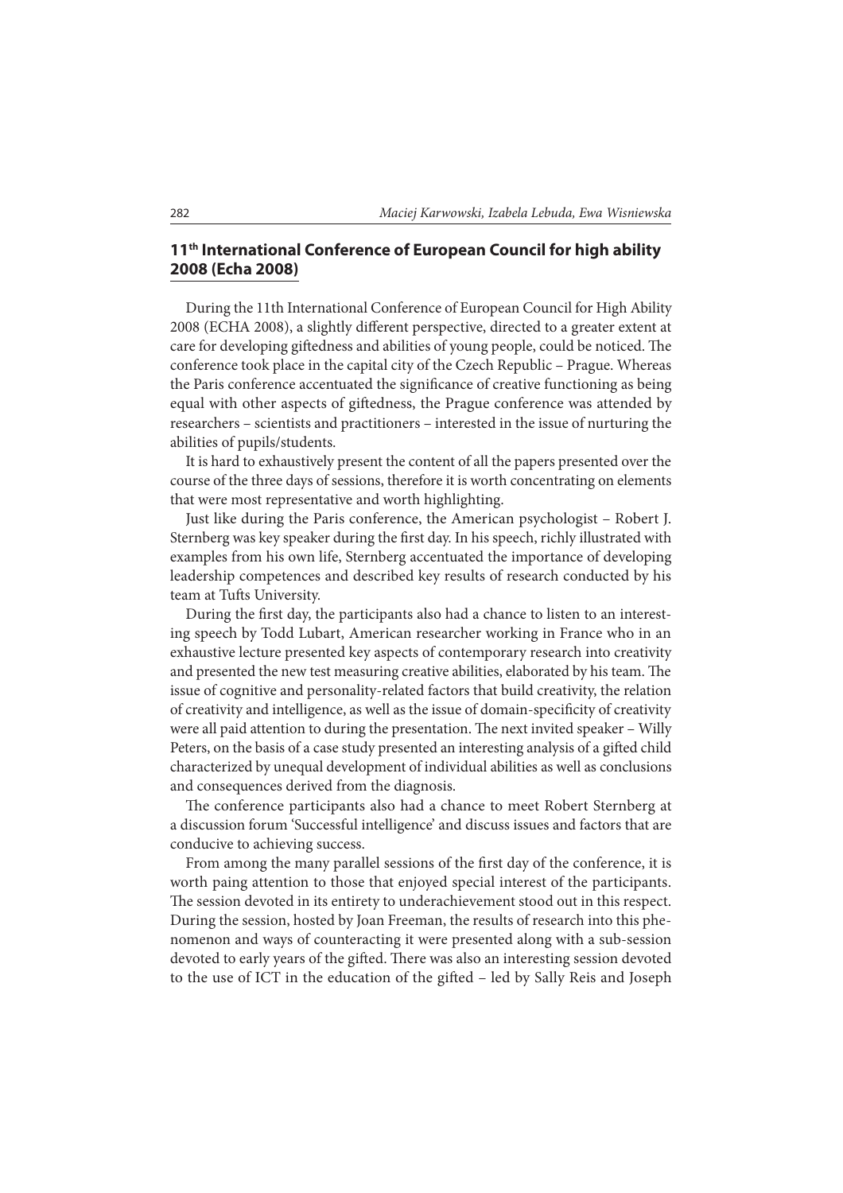## 11th International Conference of European Council for high ability 2008 (Echa 2008)

During the 11th International Conference of European Council for High Ability 2008 (ECHA 2008), a slightly different perspective, directed to a greater extent at care for developing giftedness and abilities of young people, could be noticed. The conference took place in the capital city of the Czech Republic – Prague. Whereas the Paris conference accentuated the significance of creative functioning as being equal with other aspects of giftedness, the Prague conference was attended by researchers – scientists and practitioners – interested in the issue of nurturing the abilities of pupils/students.

It is hard to exhaustively present the content of all the papers presented over the course of the three days of sessions, therefore it is worth concentrating on elements that were most representative and worth highlighting.

Just like during the Paris conference, the American psychologist – Robert J. Sternberg was key speaker during the first day. In his speech, richly illustrated with examples from his own life, Sternberg accentuated the importance of developing leadership competences and described key results of research conducted by his team at Tufts University.

During the first day, the participants also had a chance to listen to an interesting speech by Todd Lubart, American researcher working in France who in an exhaustive lecture presented key aspects of contemporary research into creativity and presented the new test measuring creative abilities, elaborated by his team. The issue of cognitive and personality-related factors that build creativity, the relation of creativity and intelligence, as well as the issue of domain-specificity of creativity were all paid attention to during the presentation. The next invited speaker – Willy Peters, on the basis of a case study presented an interesting analysis of a gifted child characterized by unequal development of individual abilities as well as conclusions and consequences derived from the diagnosis.

The conference participants also had a chance to meet Robert Sternberg at a discussion forum 'Successful intelligence' and discuss issues and factors that are conducive to achieving success.

From among the many parallel sessions of the first day of the conference, it is worth paing attention to those that enjoyed special interest of the participants. The session devoted in its entirety to underachievement stood out in this respect. During the session, hosted by Joan Freeman, the results of research into this phenomenon and ways of counteracting it were presented along with a sub-session devoted to early years of the gifted. There was also an interesting session devoted to the use of ICT in the education of the gifted – led by Sally Reis and Joseph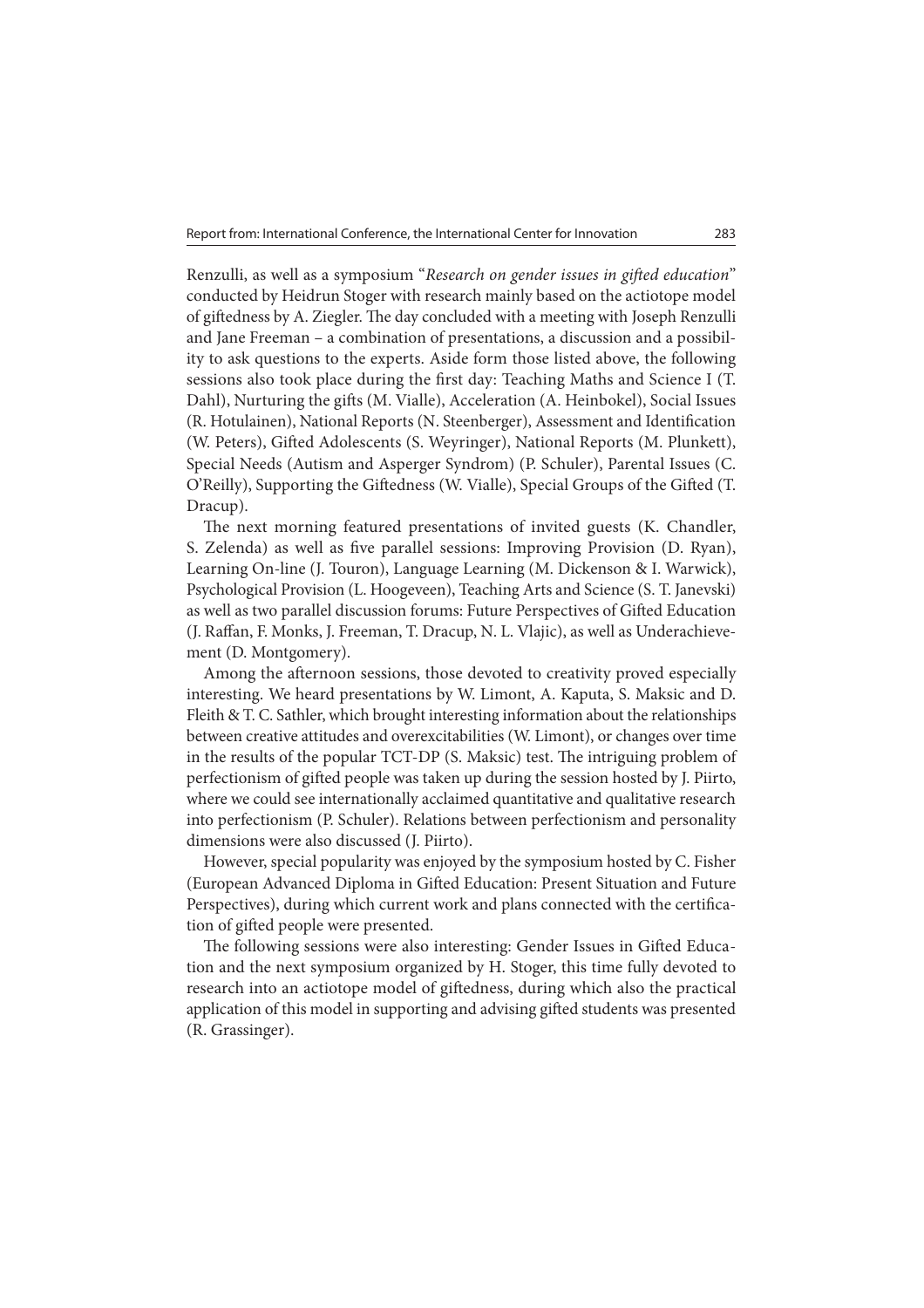Renzulli, as well as a symposium "*Research on gender issues in gifted education*" conducted by Heidrun Stoger with research mainly based on the actiotope model of giftedness by A. Ziegler. The day concluded with a meeting with Joseph Renzulli and Jane Freeman – a combination of presentations, a discussion and a possibility to ask questions to the experts. Aside form those listed above, the following sessions also took place during the first day: Teaching Maths and Science I (T. Dahl), Nurturing the gifts (M. Vialle), Acceleration (A. Heinbokel), Social Issues (R. Hotulainen), National Reports (N. Steenberger), Assessment and Identification (W. Peters), Gifted Adolescents (S. Weyringer), National Reports (M. Plunkett), Special Needs (Autism and Asperger Syndrom) (P. Schuler), Parental Issues (C. O'Reilly), Supporting the Giftedness (W. Vialle), Special Groups of the Gifted (T. Dracup).

The next morning featured presentations of invited guests (K. Chandler, S. Zelenda) as well as five parallel sessions: Improving Provision (D. Ryan), Learning On-line (J. Touron), Language Learning (M. Dickenson & I. Warwick), Psychological Provision (L. Hoogeveen), Teaching Arts and Science (S. T. Janevski) as well as two parallel discussion forums: Future Perspectives of Gifted Education (J. Raffan, F. Monks, J. Freeman, T. Dracup, N. L. Vlajic), as well as Underachievement (D. Montgomery).

Among the afternoon sessions, those devoted to creativity proved especially interesting. We heard presentations by W. Limont, A. Kaputa, S. Maksic and D. Fleith & T. C. Sathler, which brought interesting information about the relationships between creative attitudes and overexcitabilities (W. Limont), or changes over time in the results of the popular TCT-DP (S. Maksic) test. The intriguing problem of perfectionism of gifted people was taken up during the session hosted by J. Piirto, where we could see internationally acclaimed quantitative and qualitative research into perfectionism (P. Schuler). Relations between perfectionism and personality dimensions were also discussed (J. Piirto).

However, special popularity was enjoyed by the symposium hosted by C. Fisher (European Advanced Diploma in Gifted Education: Present Situation and Future Perspectives), during which current work and plans connected with the certification of gifted people were presented.

The following sessions were also interesting: Gender Issues in Gifted Education and the next symposium organized by H. Stoger, this time fully devoted to research into an actiotope model of giftedness, during which also the practical application of this model in supporting and advising gifted students was presented (R. Grassinger).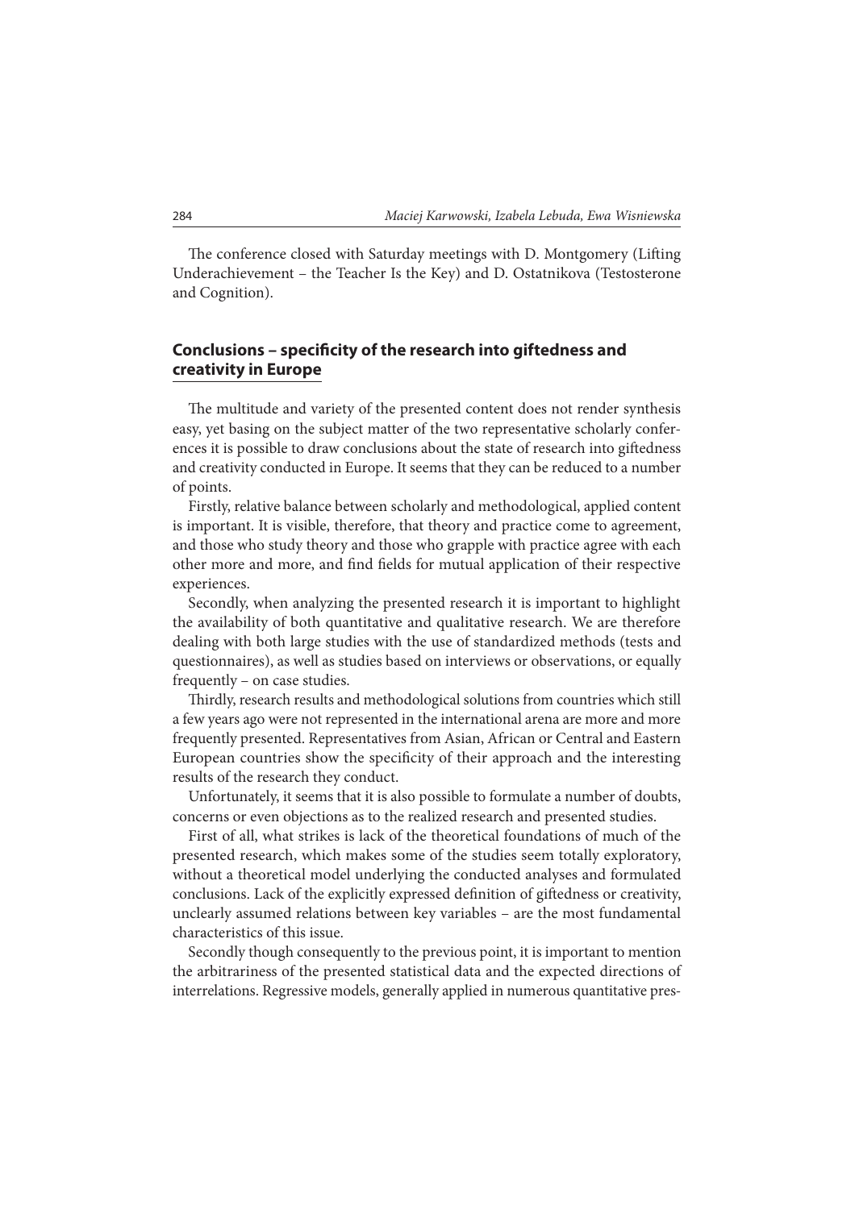The conference closed with Saturday meetings with D. Montgomery (Lifting Underachievement – the Teacher Is the Key) and D. Ostatnikova (Testosterone and Cognition).

## Conclusions – specificity of the research into giftedness and creativity in Europe

The multitude and variety of the presented content does not render synthesis easy, yet basing on the subject matter of the two representative scholarly conferences it is possible to draw conclusions about the state of research into giftedness and creativity conducted in Europe. It seems that they can be reduced to a number of points.

Firstly, relative balance between scholarly and methodological, applied content is important. It is visible, therefore, that theory and practice come to agreement, and those who study theory and those who grapple with practice agree with each other more and more, and find fields for mutual application of their respective experiences.

Secondly, when analyzing the presented research it is important to highlight the availability of both quantitative and qualitative research. We are therefore dealing with both large studies with the use of standardized methods (tests and questionnaires), as well as studies based on interviews or observations, or equally frequently – on case studies.

Thirdly, research results and methodological solutions from countries which still a few years ago were not represented in the international arena are more and more frequently presented. Representatives from Asian, African or Central and Eastern European countries show the specificity of their approach and the interesting results of the research they conduct.

Unfortunately, it seems that it is also possible to formulate a number of doubts, concerns or even objections as to the realized research and presented studies.

First of all, what strikes is lack of the theoretical foundations of much of the presented research, which makes some of the studies seem totally exploratory, without a theoretical model underlying the conducted analyses and formulated conclusions. Lack of the explicitly expressed definition of giftedness or creativity, unclearly assumed relations between key variables – are the most fundamental characteristics of this issue.

Secondly though consequently to the previous point, it is important to mention the arbitrariness of the presented statistical data and the expected directions of interrelations. Regressive models, generally applied in numerous quantitative pres-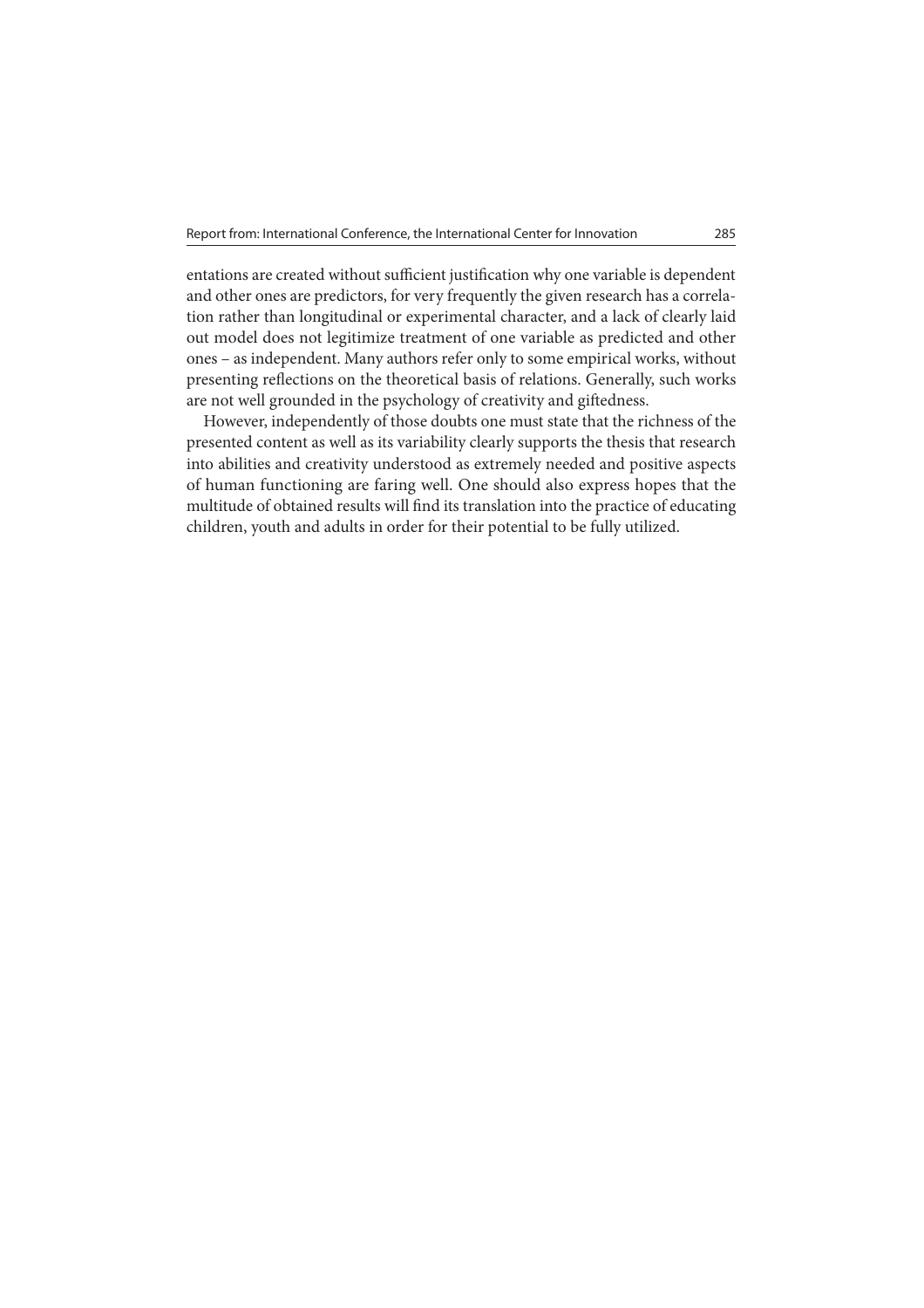entations are created without sufficient justification why one variable is dependent and other ones are predictors, for very frequently the given research has a correlation rather than longitudinal or experimental character, and a lack of clearly laid out model does not legitimize treatment of one variable as predicted and other ones – as independent. Many authors refer only to some empirical works, without presenting reflections on the theoretical basis of relations. Generally, such works are not well grounded in the psychology of creativity and giftedness.

However, independently of those doubts one must state that the richness of the presented content as well as its variability clearly supports the thesis that research into abilities and creativity understood as extremely needed and positive aspects of human functioning are faring well. One should also express hopes that the multitude of obtained results will find its translation into the practice of educating children, youth and adults in order for their potential to be fully utilized.